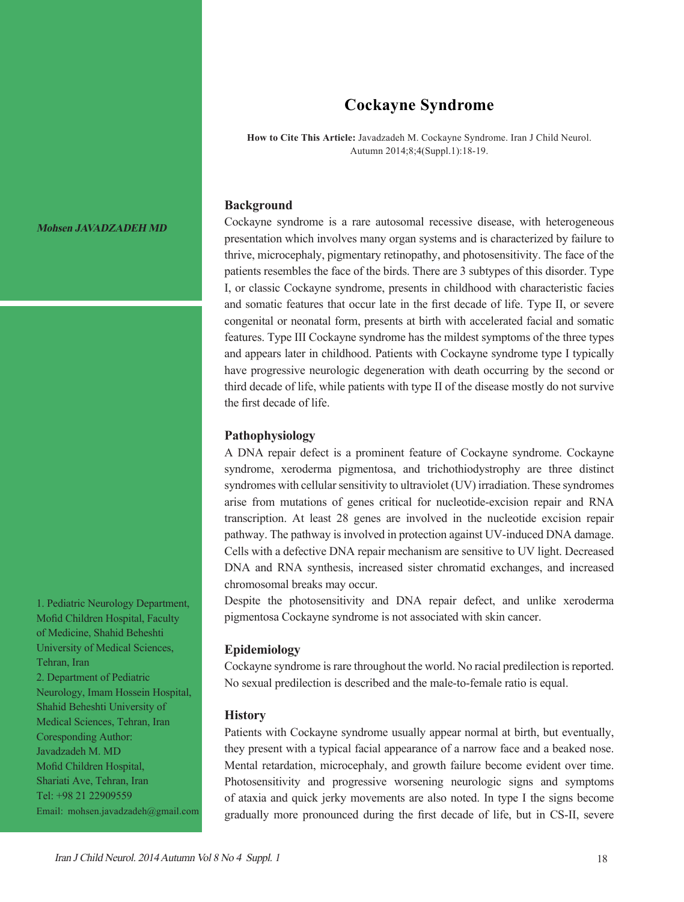# Cockayne Syndrome

**How to Cite This Article:** Javadzadeh M. Cockayne Syndrome. Iran J Child Neurol. Autumn 2014;8;4(Suppl.1):18-19.

***Mohsen JAVADZADEH MD***

1. Pediatric Neurology Department, Mofid Children Hospital, Faculty of Medicine, Shahid Beheshti University of Medical Sciences, Tehran, Iran
2. Department of Pediatric Neurology, Imam Hossein Hospital, Shahid Beheshti University of Medical Sciences, Tehran, Iran

Coresponding Author:
Javadzadeh M. MD
Mofid Children Hospital,
Shariati Ave, Tehran, Iran
Tel: +98 21 22909559
Email: mohsen.javadzadeh@gmail.com

## Background

Cockayne syndrome is a rare autosomal recessive disease, with heterogeneous presentation which involves many organ systems and is characterized by failure to thrive, microcephaly, pigmentary retinopathy, and photosensitivity. The face of the patients resembles the face of the birds. There are 3 subtypes of this disorder. Type I, or classic Cockayne syndrome, presents in childhood with characteristic facies and somatic features that occur late in the first decade of life. Type II, or severe congenital or neonatal form, presents at birth with accelerated facial and somatic features. Type III Cockayne syndrome has the mildest symptoms of the three types and appears later in childhood. Patients with Cockayne syndrome type I typically have progressive neurologic degeneration with death occurring by the second or third decade of life, while patients with type II of the disease mostly do not survive the first decade of life.

## Pathophysiology

A DNA repair defect is a prominent feature of Cockayne syndrome. Cockayne syndrome, xeroderma pigmentosa, and trichothiodystrophy are three distinct syndromes with cellular sensitivity to ultraviolet (UV) irradiation. These syndromes arise from mutations of genes critical for nucleotide-excision repair and RNA transcription. At least 28 genes are involved in the nucleotide excision repair pathway. The pathway is involved in protection against UV-induced DNA damage. Cells with a defective DNA repair mechanism are sensitive to UV light. Decreased DNA and RNA synthesis, increased sister chromatid exchanges, and increased chromosomal breaks may occur.

Despite the photosensitivity and DNA repair defect, and unlike xeroderma pigmentosa Cockayne syndrome is not associated with skin cancer.

## Epidemiology

Cockayne syndrome is rare throughout the world. No racial predilection is reported. No sexual predilection is described and the male-to-female ratio is equal.

## History

Patients with Cockayne syndrome usually appear normal at birth, but eventually, they present with a typical facial appearance of a narrow face and a beaked nose. Mental retardation, microcephaly, and growth failure become evident over time. Photosensitivity and progressive worsening neurologic signs and symptoms of ataxia and quick jerky movements are also noted. In type I the signs become gradually more pronounced during the first decade of life, but in CS-II, severe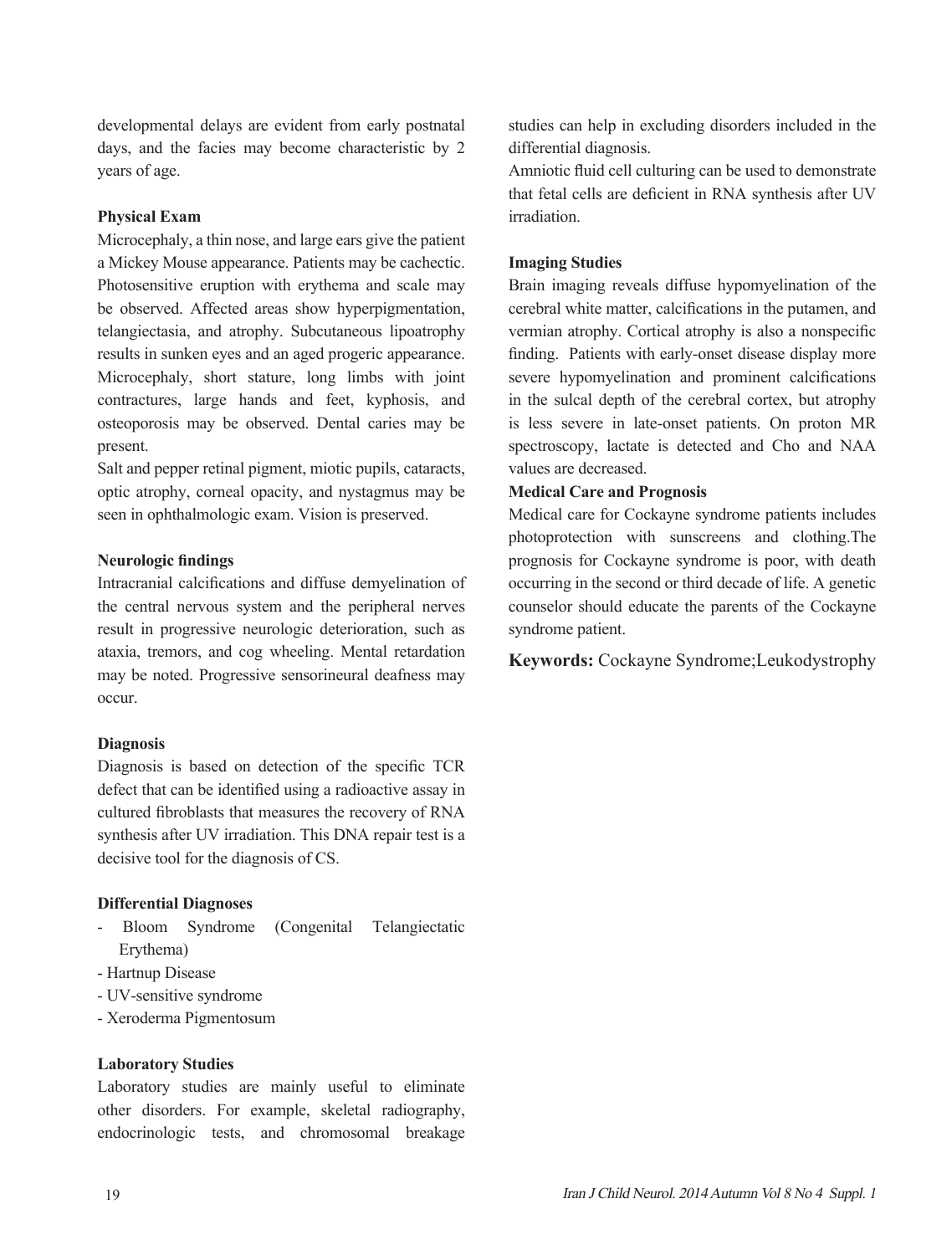developmental delays are evident from early postnatal days, and the facies may become characteristic by 2 years of age.

### Physical Exam

Microcephaly, a thin nose, and large ears give the patient a Mickey Mouse appearance. Patients may be cachectic. Photosensitive eruption with erythema and scale may be observed. Affected areas show hyperpigmentation, telangiectasia, and atrophy. Subcutaneous lipoatrophy results in sunken eyes and an aged progeric appearance. Microcephaly, short stature, long limbs with joint contractures, large hands and feet, kyphosis, and osteoporosis may be observed. Dental caries may be present.

Salt and pepper retinal pigment, miotic pupils, cataracts, optic atrophy, corneal opacity, and nystagmus may be seen in ophthalmologic exam. Vision is preserved.

### Neurologic findings

Intracranial calcifications and diffuse demyelination of the central nervous system and the peripheral nerves result in progressive neurologic deterioration, such as ataxia, tremors, and cog wheeling. Mental retardation may be noted. Progressive sensorineural deafness may occur.

### Diagnosis

Diagnosis is based on detection of the specific TCR defect that can be identified using a radioactive assay in cultured fibroblasts that measures the recovery of RNA synthesis after UV irradiation. This DNA repair test is a decisive tool for the diagnosis of CS.

### Differential Diagnoses

- Bloom Syndrome (Congenital Telangiectatic Erythema)
- Hartnup Disease
- UV-sensitive syndrome
- Xeroderma Pigmentosum

### Laboratory Studies

Laboratory studies are mainly useful to eliminate other disorders. For example, skeletal radiography, endocrinologic tests, and chromosomal breakage studies can help in excluding disorders included in the differential diagnosis.

Amniotic fluid cell culturing can be used to demonstrate that fetal cells are deficient in RNA synthesis after UV irradiation.

### Imaging Studies

Brain imaging reveals diffuse hypomyelination of the cerebral white matter, calcifications in the putamen, and vermian atrophy. Cortical atrophy is also a nonspecific finding. Patients with early-onset disease display more severe hypomyelination and prominent calcifications in the sulcal depth of the cerebral cortex, but atrophy is less severe in late-onset patients. On proton MR spectroscopy, lactate is detected and Cho and NAA values are decreased.

### Medical Care and Prognosis

Medical care for Cockayne syndrome patients includes photoprotection with sunscreens and clothing.The prognosis for Cockayne syndrome is poor, with death occurring in the second or third decade of life. A genetic counselor should educate the parents of the Cockayne syndrome patient.

**Keywords:** Cockayne Syndrome;Leukodystrophy